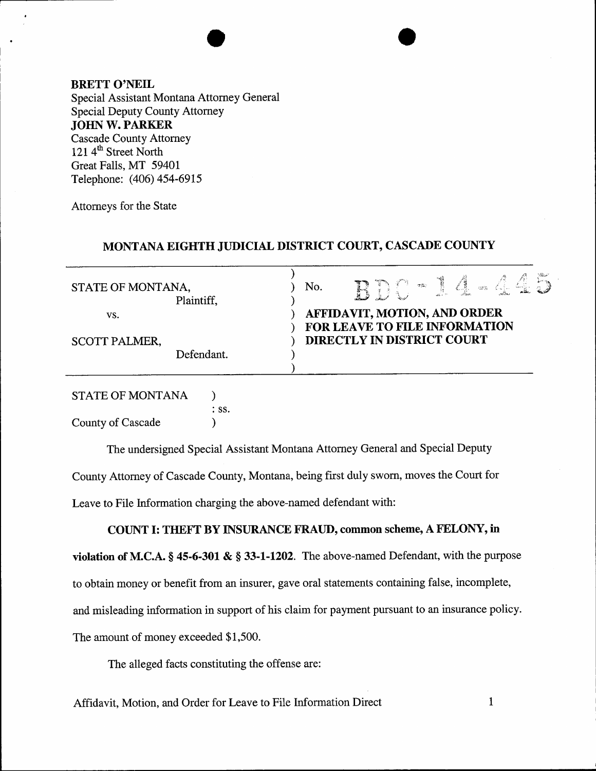**BRETT O'NEIL**
Special Assistant Montana Attorney General
Special Deputy County Attorney
**JOHN W. PARKER**
Cascade County Attorney
121 4th Street North
Great Falls, MT 59401
Telephone: (406) 454-6915

Attorneys for the State

## MONTANA EIGHTH JUDICIAL DISTRICT COURT, CASCADE COUNTY

| | |
|---|---|
| STATE OF MONTANA, Plaintiff, | No. BDC-14-445 |
| vs. | **AFFIDAVIT, MOTION, AND ORDER FOR LEAVE TO FILE INFORMATION DIRECTLY IN DISTRICT COURT** |
| SCOTT PALMER, Defendant. | |

STATE OF MONTANA )
: ss.
County of Cascade )

The undersigned Special Assistant Montana Attorney General and Special Deputy County Attorney of Cascade County, Montana, being first duly sworn, moves the Court for Leave to File Information charging the above-named defendant with:

**COUNT I: THEFT BY INSURANCE FRAUD, common scheme, A FELONY, in violation of M.C.A. § 45-6-301 & § 33-1-1202.** The above-named Defendant, with the purpose to obtain money or benefit from an insurer, gave oral statements containing false, incomplete, and misleading information in support of his claim for payment pursuant to an insurance policy. The amount of money exceeded $1,500.

The alleged facts constituting the offense are: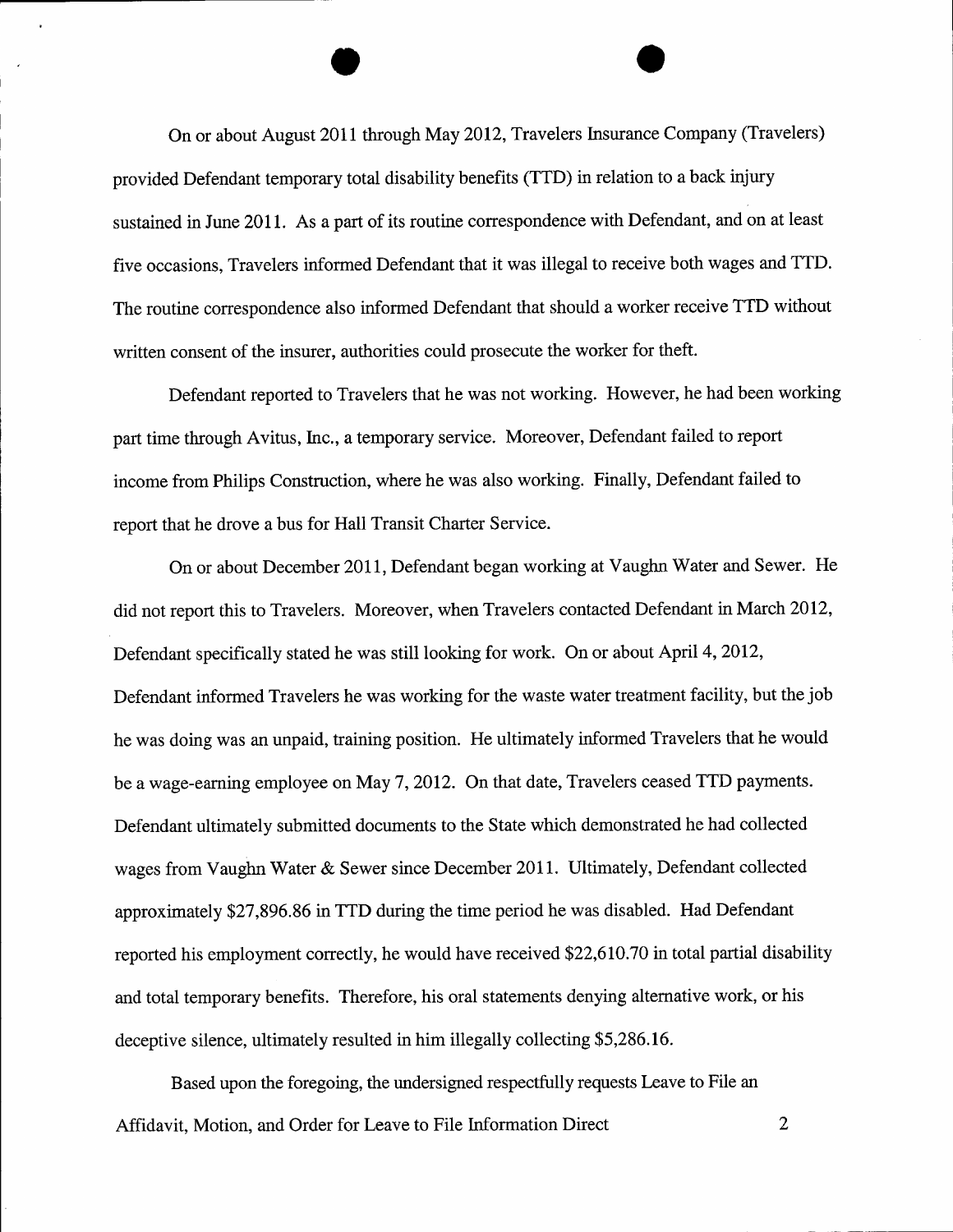On or about August 2011 through May 2012, Travelers Insurance Company (Travelers) provided Defendant temporary total disability benefits (TTD) in relation to a back injury sustained in June 2011. As a part of its routine correspondence with Defendant, and on at least five occasions, Travelers informed Defendant that it was illegal to receive both wages and TTD. The routine correspondence also informed Defendant that should a worker receive TTD without written consent of the insurer, authorities could prosecute the worker for theft.

Defendant reported to Travelers that he was not working. However, he had been working part time through Avitus, Inc., a temporary service. Moreover, Defendant failed to report income from Philips Construction, where he was also working. Finally, Defendant failed to report that he drove a bus for Hall Transit Charter Service.

On or about December 2011, Defendant began working at Vaughn Water and Sewer. He did not report this to Travelers. Moreover, when Travelers contacted Defendant in March 2012, Defendant specifically stated he was still looking for work. On or about April 4, 2012, Defendant informed Travelers he was working for the waste water treatment facility, but the job he was doing was an unpaid, training position. He ultimately informed Travelers that he would be a wage-earning employee on May 7, 2012. On that date, Travelers ceased TTD payments. Defendant ultimately submitted documents to the State which demonstrated he had collected wages from Vaughn Water & Sewer since December 2011. Ultimately, Defendant collected approximately $27,896.86 in TTD during the time period he was disabled. Had Defendant reported his employment correctly, he would have received $22,610.70 in total partial disability and total temporary benefits. Therefore, his oral statements denying alternative work, or his deceptive silence, ultimately resulted in him illegally collecting $5,286.16.

Based upon the foregoing, the undersigned respectfully requests Leave to File an

Affidavit, Motion, and Order for Leave to File Information Direct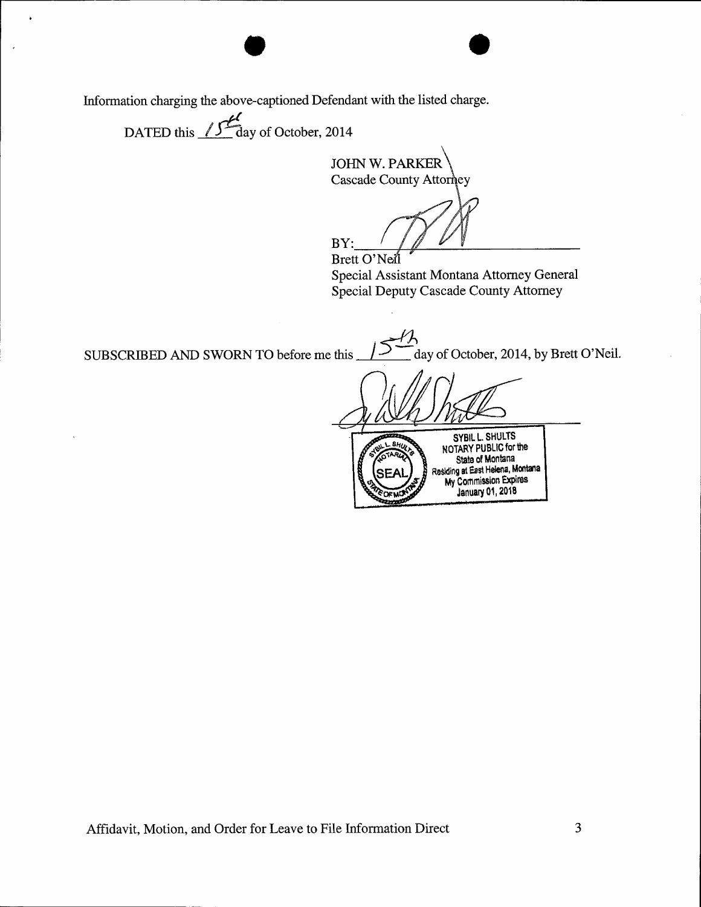Information charging the above-captioned Defendant with the listed charge.

DATED this 15th day of October, 2014

JOHN W. PARKER
Cascade County Attorney

BY: ______________________________
Brett O'Neil
Special Assistant Montana Attorney General
Special Deputy Cascade County Attorney

SUBSCRIBED AND SWORN TO before me this 15th day of October, 2014, by Brett O'Neil.

______________________________

SYBIL L. SHULTS
NOTARY PUBLIC for the
State of Montana
Residing at East Helena, Montana
My Commission Expires
January 01, 2018

Affidavit, Motion, and Order for Leave to File Information Direct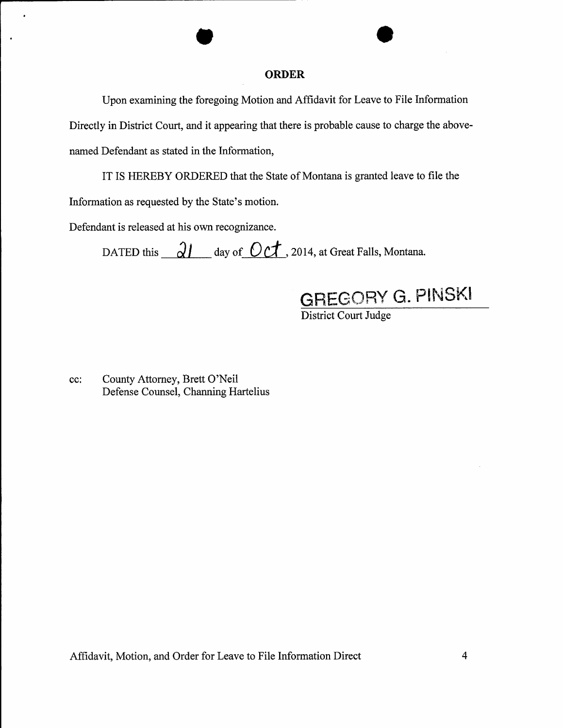## ORDER

Upon examining the foregoing Motion and Affidavit for Leave to File Information Directly in District Court, and it appearing that there is probable cause to charge the above-named Defendant as stated in the Information,

IT IS HEREBY ORDERED that the State of Montana is granted leave to file the Information as requested by the State's motion.

Defendant is released at his own recognizance.

DATED this 21 day of Oct, 2014, at Great Falls, Montana.

GREGORY G. PINSKI
District Court Judge

cc: County Attorney, Brett O'Neil
Defense Counsel, Channing Hartelius

Affidavit, Motion, and Order for Leave to File Information Direct